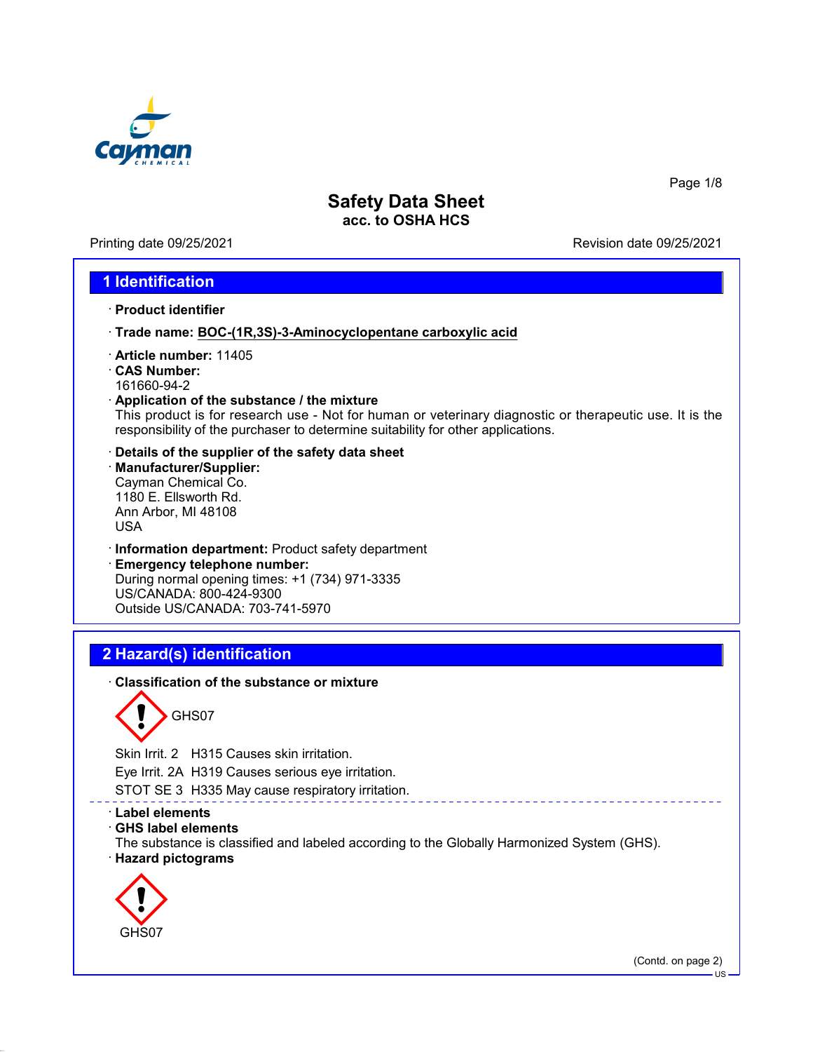# Safety Data Sheet

**acc. to OSHA HCS**

Printing date 09/25/2021 Revision date 09/25/2021

## 1 Identification

· **Product identifier**

· **Trade name: BOC-(1R,3S)-3-Aminocyclopentane carboxylic acid**

· **Article number:** 11405

· **CAS Number:**
161660-94-2

· **Application of the substance / the mixture**
This product is for research use - Not for human or veterinary diagnostic or therapeutic use. It is the responsibility of the purchaser to determine suitability for other applications.

· **Details of the supplier of the safety data sheet**

· **Manufacturer/Supplier:**
Cayman Chemical Co.
1180 E. Ellsworth Rd.
Ann Arbor, MI 48108
USA

· **Information department:** Product safety department

· **Emergency telephone number:**
During normal opening times: +1 (734) 971-3335
US/CANADA: 800-424-9300
Outside US/CANADA: 703-741-5970

## 2 Hazard(s) identification

· **Classification of the substance or mixture**

GHS07

Skin Irrit. 2 H315 Causes skin irritation.

Eye Irrit. 2A H319 Causes serious eye irritation.

STOT SE 3 H335 May cause respiratory irritation.

· **Label elements**

· **GHS label elements**
The substance is classified and labeled according to the Globally Harmonized System (GHS).

· **Hazard pictograms**

GHS07

(Contd. on page 2)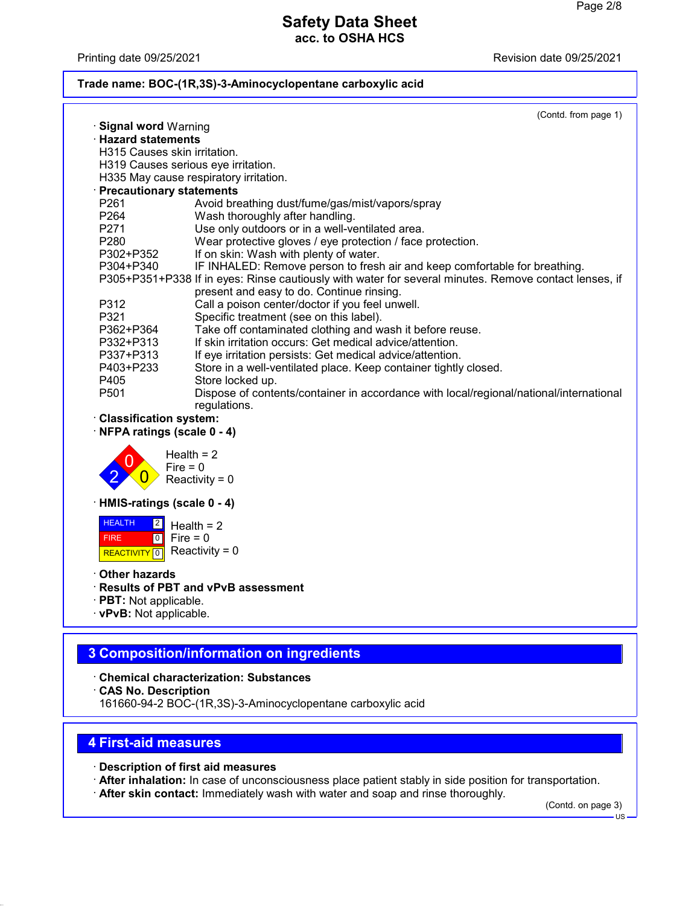**Trade name: BOC-(1R,3S)-3-Aminocyclopentane carboxylic acid**

(Contd. from page 1)

· **Signal word** Warning

· **Hazard statements**

H315 Causes skin irritation.
H319 Causes serious eye irritation.
H335 May cause respiratory irritation.

· **Precautionary statements**

| | |
|---|---|
| P261 | Avoid breathing dust/fume/gas/mist/vapors/spray |
| P264 | Wash thoroughly after handling. |
| P271 | Use only outdoors or in a well-ventilated area. |
| P280 | Wear protective gloves / eye protection / face protection. |
| P302+P352 | If on skin: Wash with plenty of water. |
| P304+P340 | IF INHALED: Remove person to fresh air and keep comfortable for breathing. |
| P305+P351+P338 | If in eyes: Rinse cautiously with water for several minutes. Remove contact lenses, if present and easy to do. Continue rinsing. |
| P312 | Call a poison center/doctor if you feel unwell. |
| P321 | Specific treatment (see on this label). |
| P362+P364 | Take off contaminated clothing and wash it before reuse. |
| P332+P313 | If skin irritation occurs: Get medical advice/attention. |
| P337+P313 | If eye irritation persists: Get medical advice/attention. |
| P403+P233 | Store in a well-ventilated place. Keep container tightly closed. |
| P405 | Store locked up. |
| P501 | Dispose of contents/container in accordance with local/regional/national/international regulations. |

· **Classification system:**

· **NFPA ratings (scale 0 - 4)**

Health = 2
Fire = 0
Reactivity = 0

· **HMIS-ratings (scale 0 - 4)**

| | | |
|---|---|---|
| HEALTH | 2 | Health = 2 |
| FIRE | 0 | Fire = 0 |
| REACTIVITY | 0 | Reactivity = 0 |

· **Other hazards**

· **Results of PBT and vPvB assessment**

· **PBT:** Not applicable.

· **vPvB:** Not applicable.

## 3 Composition/information on ingredients

· **Chemical characterization: Substances**

· **CAS No. Description**

161660-94-2 BOC-(1R,3S)-3-Aminocyclopentane carboxylic acid

## 4 First-aid measures

· **Description of first aid measures**

· **After inhalation:** In case of unconsciousness place patient stably in side position for transportation.

· **After skin contact:** Immediately wash with water and soap and rinse thoroughly.

(Contd. on page 3)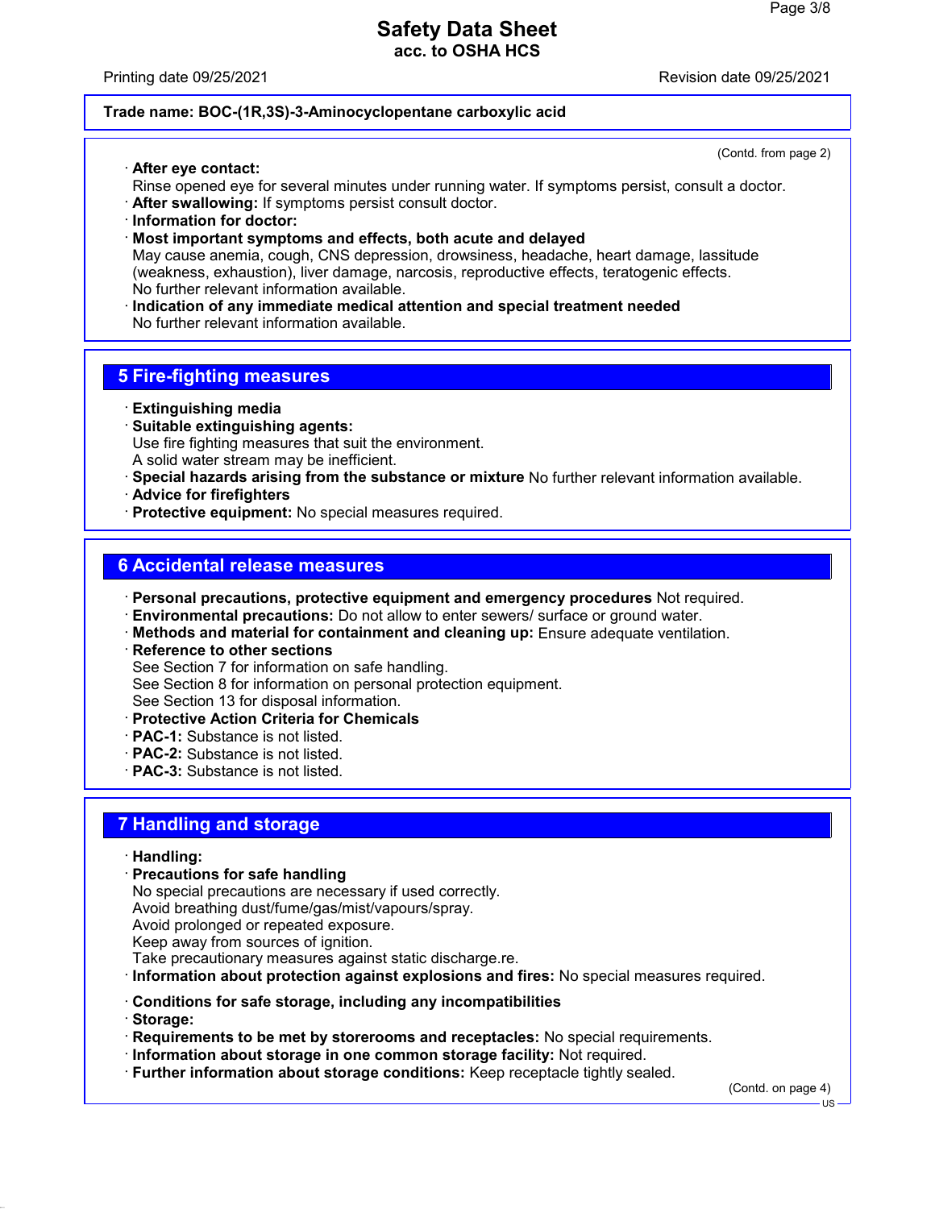(Contd. from page 2)

· **After eye contact:**
Rinse opened eye for several minutes under running water. If symptoms persist, consult a doctor.
· **After swallowing:** If symptoms persist consult doctor.
· **Information for doctor:**
· **Most important symptoms and effects, both acute and delayed**
May cause anemia, cough, CNS depression, drowsiness, headache, heart damage, lassitude (weakness, exhaustion), liver damage, narcosis, reproductive effects, teratogenic effects.
No further relevant information available.
· **Indication of any immediate medical attention and special treatment needed**
No further relevant information available.

## 5 Fire-fighting measures

· **Extinguishing media**
· **Suitable extinguishing agents:**
Use fire fighting measures that suit the environment.
A solid water stream may be inefficient.
· **Special hazards arising from the substance or mixture** No further relevant information available.
· **Advice for firefighters**
· **Protective equipment:** No special measures required.

## 6 Accidental release measures

· **Personal precautions, protective equipment and emergency procedures** Not required.
· **Environmental precautions:** Do not allow to enter sewers/ surface or ground water.
· **Methods and material for containment and cleaning up:** Ensure adequate ventilation.
· **Reference to other sections**
See Section 7 for information on safe handling.
See Section 8 for information on personal protection equipment.
See Section 13 for disposal information.
· **Protective Action Criteria for Chemicals**
· **PAC-1:** Substance is not listed.
· **PAC-2:** Substance is not listed.
· **PAC-3:** Substance is not listed.

## 7 Handling and storage

· **Handling:**
· **Precautions for safe handling**
No special precautions are necessary if used correctly.
Avoid breathing dust/fume/gas/mist/vapours/spray.
Avoid prolonged or repeated exposure.
Keep away from sources of ignition.
Take precautionary measures against static discharge.re.
· **Information about protection against explosions and fires:** No special measures required.

· **Conditions for safe storage, including any incompatibilities**
· **Storage:**
· **Requirements to be met by storerooms and receptacles:** No special requirements.
· **Information about storage in one common storage facility:** Not required.
· **Further information about storage conditions:** Keep receptacle tightly sealed.

(Contd. on page 4)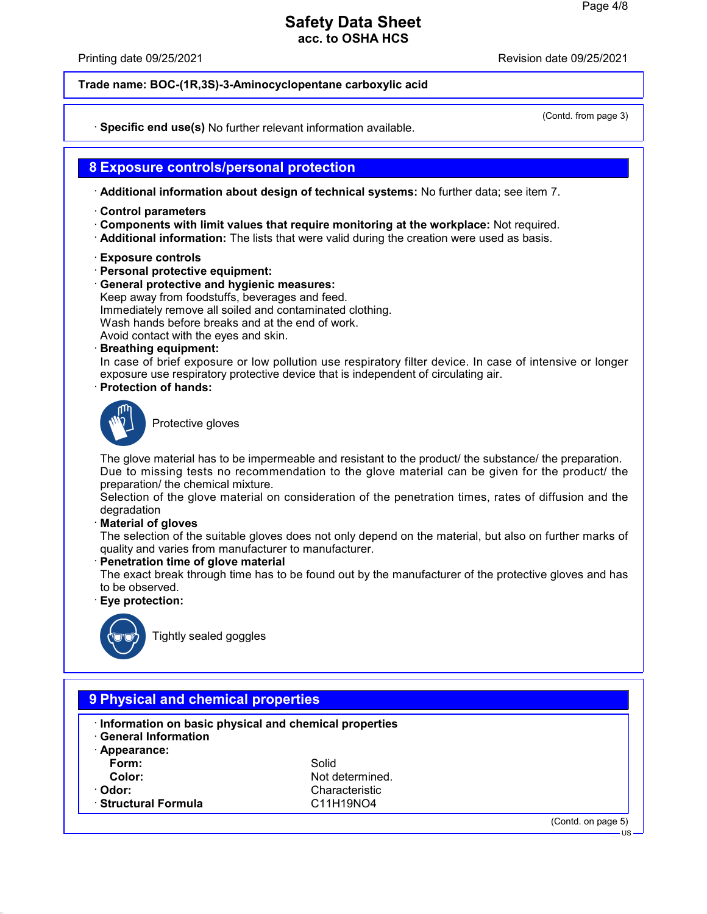**Trade name: BOC-(1R,3S)-3-Aminocyclopentane carboxylic acid**

(Contd. from page 3)

· **Specific end use(s)** No further relevant information available.

## 8 Exposure controls/personal protection

· **Additional information about design of technical systems:** No further data; see item 7.

· **Control parameters**
· **Components with limit values that require monitoring at the workplace:** Not required.
· **Additional information:** The lists that were valid during the creation were used as basis.

· **Exposure controls**
· **Personal protective equipment:**
· **General protective and hygienic measures:**
Keep away from foodstuffs, beverages and feed.
Immediately remove all soiled and contaminated clothing.
Wash hands before breaks and at the end of work.
Avoid contact with the eyes and skin.
· **Breathing equipment:**
In case of brief exposure or low pollution use respiratory filter device. In case of intensive or longer exposure use respiratory protective device that is independent of circulating air.
· **Protection of hands:**

Protective gloves

The glove material has to be impermeable and resistant to the product/ the substance/ the preparation.
Due to missing tests no recommendation to the glove material can be given for the product/ the preparation/ the chemical mixture.
Selection of the glove material on consideration of the penetration times, rates of diffusion and the degradation
· **Material of gloves**
The selection of the suitable gloves does not only depend on the material, but also on further marks of quality and varies from manufacturer to manufacturer.
· **Penetration time of glove material**
The exact break through time has to be found out by the manufacturer of the protective gloves and has to be observed.
· **Eye protection:**

Tightly sealed goggles

## 9 Physical and chemical properties

· **Information on basic physical and chemical properties**
· **General Information**
· **Appearance:**

| | |
|---|---|
| **Form:** | Solid |
| **Color:** | Not determined. |
| · **Odor:** | Characteristic |
| · **Structural Formula** | C11H19NO4 |

(Contd. on page 5)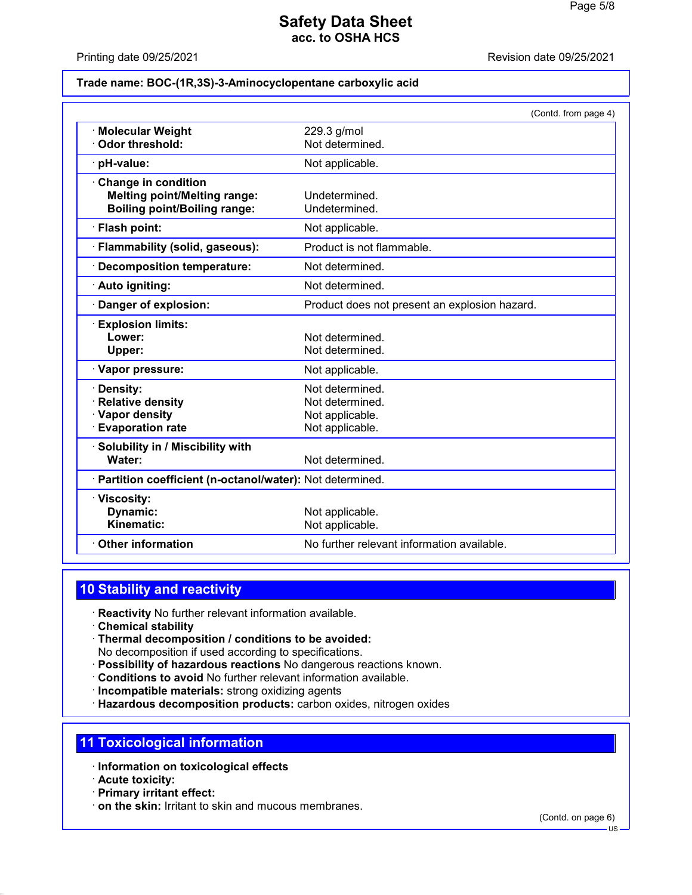**Trade name: BOC-(1R,3S)-3-Aminocyclopentane carboxylic acid**

(Contd. from page 4)

| | |
|---|---|
| · **Molecular Weight** | 229.3 g/mol |
| · **Odor threshold:** | Not determined. |
| · **pH-value:** | Not applicable. |
| · **Change in condition** | |
| **Melting point/Melting range:** | Undetermined. |
| **Boiling point/Boiling range:** | Undetermined. |
| · **Flash point:** | Not applicable. |
| · **Flammability (solid, gaseous):** | Product is not flammable. |
| · **Decomposition temperature:** | Not determined. |
| · **Auto igniting:** | Not determined. |
| · **Danger of explosion:** | Product does not present an explosion hazard. |
| · **Explosion limits:** | |
| **Lower:** | Not determined. |
| **Upper:** | Not determined. |
| · **Vapor pressure:** | Not applicable. |
| · **Density:** | Not determined. |
| · **Relative density** | Not determined. |
| · **Vapor density** | Not applicable. |
| · **Evaporation rate** | Not applicable. |
| · **Solubility in / Miscibility with** | |
| **Water:** | Not determined. |
| · **Partition coefficient (n-octanol/water):** | Not determined. |
| · **Viscosity:** | |
| **Dynamic:** | Not applicable. |
| **Kinematic:** | Not applicable. |
| · **Other information** | No further relevant information available. |

## 10 Stability and reactivity

· **Reactivity** No further relevant information available.
· **Chemical stability**
· **Thermal decomposition / conditions to be avoided:**
No decomposition if used according to specifications.
· **Possibility of hazardous reactions** No dangerous reactions known.
· **Conditions to avoid** No further relevant information available.
· **Incompatible materials:** strong oxidizing agents
· **Hazardous decomposition products:** carbon oxides, nitrogen oxides

## 11 Toxicological information

· **Information on toxicological effects**
· **Acute toxicity:**
· **Primary irritant effect:**
· **on the skin:** Irritant to skin and mucous membranes.

(Contd. on page 6)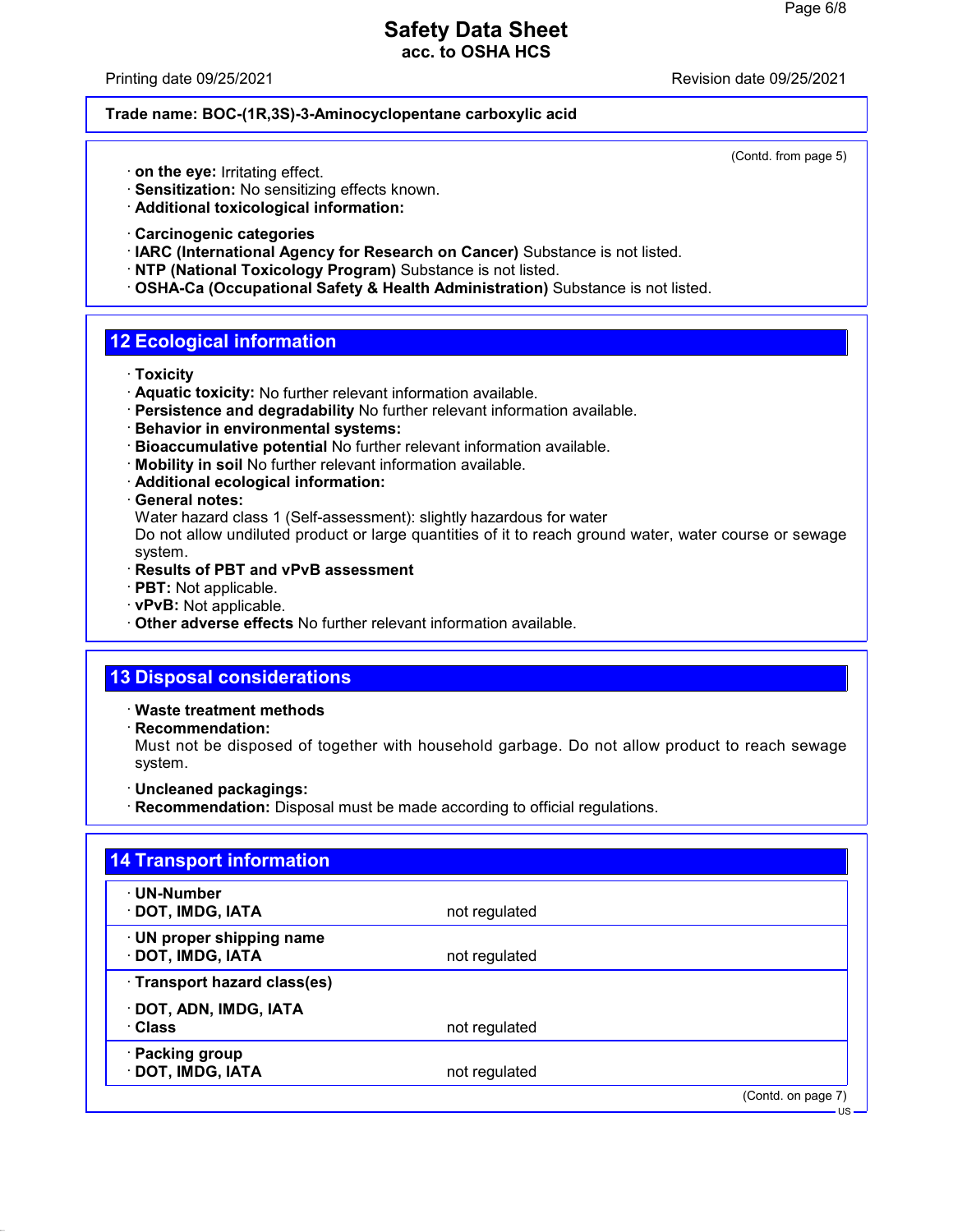(Contd. from page 5)

· **on the eye:** Irritating effect.
· **Sensitization:** No sensitizing effects known.
· **Additional toxicological information:**

· **Carcinogenic categories**
· **IARC (International Agency for Research on Cancer)** Substance is not listed.
· **NTP (National Toxicology Program)** Substance is not listed.
· **OSHA-Ca (Occupational Safety & Health Administration)** Substance is not listed.

## 12 Ecological information

· **Toxicity**
· **Aquatic toxicity:** No further relevant information available.
· **Persistence and degradability** No further relevant information available.
· **Behavior in environmental systems:**
· **Bioaccumulative potential** No further relevant information available.
· **Mobility in soil** No further relevant information available.
· **Additional ecological information:**
· **General notes:**
Water hazard class 1 (Self-assessment): slightly hazardous for water
Do not allow undiluted product or large quantities of it to reach ground water, water course or sewage system.
· **Results of PBT and vPvB assessment**
· **PBT:** Not applicable.
· **vPvB:** Not applicable.
· **Other adverse effects** No further relevant information available.

## 13 Disposal considerations

· **Waste treatment methods**
· **Recommendation:**
Must not be disposed of together with household garbage. Do not allow product to reach sewage system.

· **Uncleaned packagings:**
· **Recommendation:** Disposal must be made according to official regulations.

## 14 Transport information

| | |
|---|---|
| · **UN-Number**<br>· **DOT, IMDG, IATA** | not regulated |
| · **UN proper shipping name**<br>· **DOT, IMDG, IATA** | not regulated |
| · **Transport hazard class(es)**<br>· **DOT, ADN, IMDG, IATA**<br>· **Class** | not regulated |
| · **Packing group**<br>· **DOT, IMDG, IATA** | not regulated |

(Contd. on page 7)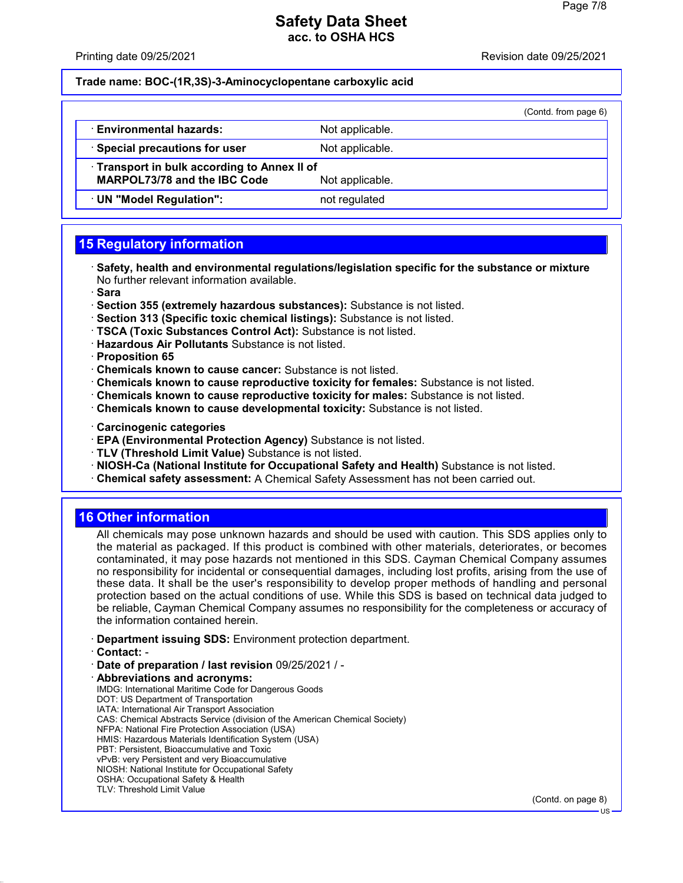**Trade name: BOC-(1R,3S)-3-Aminocyclopentane carboxylic acid**

(Contd. from page 6)

| | |
|---|---|
| · **Environmental hazards:** | Not applicable. |
| · **Special precautions for user** | Not applicable. |
| · **Transport in bulk according to Annex II of MARPOL73/78 and the IBC Code** | Not applicable. |
| · **UN "Model Regulation":** | not regulated |

## 15 Regulatory information

· **Safety, health and environmental regulations/legislation specific for the substance or mixture**
No further relevant information available.
· **Sara**
· **Section 355 (extremely hazardous substances):** Substance is not listed.
· **Section 313 (Specific toxic chemical listings):** Substance is not listed.
· **TSCA (Toxic Substances Control Act):** Substance is not listed.
· **Hazardous Air Pollutants** Substance is not listed.
· **Proposition 65**
· **Chemicals known to cause cancer:** Substance is not listed.
· **Chemicals known to cause reproductive toxicity for females:** Substance is not listed.
· **Chemicals known to cause reproductive toxicity for males:** Substance is not listed.
· **Chemicals known to cause developmental toxicity:** Substance is not listed.

· **Carcinogenic categories**
· **EPA (Environmental Protection Agency)** Substance is not listed.
· **TLV (Threshold Limit Value)** Substance is not listed.
· **NIOSH-Ca (National Institute for Occupational Safety and Health)** Substance is not listed.
· **Chemical safety assessment:** A Chemical Safety Assessment has not been carried out.

## 16 Other information

All chemicals may pose unknown hazards and should be used with caution. This SDS applies only to the material as packaged. If this product is combined with other materials, deteriorates, or becomes contaminated, it may pose hazards not mentioned in this SDS. Cayman Chemical Company assumes no responsibility for incidental or consequential damages, including lost profits, arising from the use of these data. It shall be the user's responsibility to develop proper methods of handling and personal protection based on the actual conditions of use. While this SDS is based on technical data judged to be reliable, Cayman Chemical Company assumes no responsibility for the completeness or accuracy of the information contained herein.

· **Department issuing SDS:** Environment protection department.
· **Contact:** -
· **Date of preparation / last revision** 09/25/2021 / -
· **Abbreviations and acronyms:**
IMDG: International Maritime Code for Dangerous Goods
DOT: US Department of Transportation
IATA: International Air Transport Association
CAS: Chemical Abstracts Service (division of the American Chemical Society)
NFPA: National Fire Protection Association (USA)
HMIS: Hazardous Materials Identification System (USA)
PBT: Persistent, Bioaccumulative and Toxic
vPvB: very Persistent and very Bioaccumulative
NIOSH: National Institute for Occupational Safety
OSHA: Occupational Safety & Health
TLV: Threshold Limit Value

(Contd. on page 8)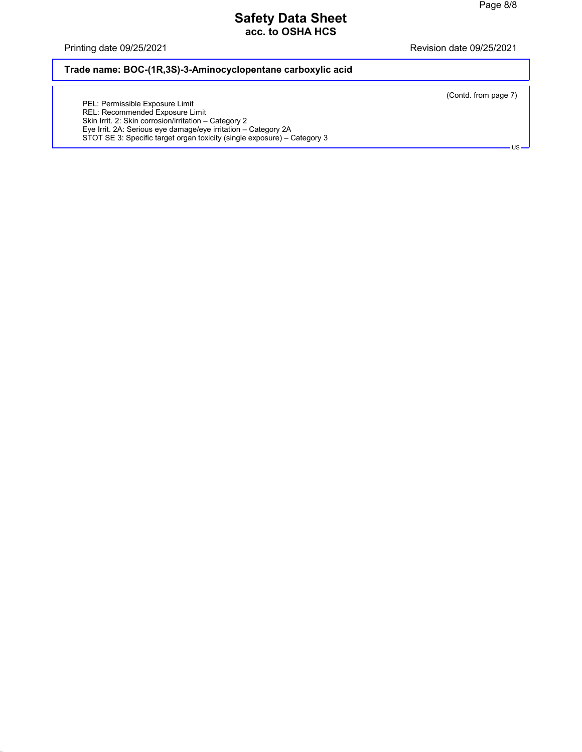**Trade name: BOC-(1R,3S)-3-Aminocyclopentane carboxylic acid**

(Contd. from page 7)

PEL: Permissible Exposure Limit
REL: Recommended Exposure Limit
Skin Irrit. 2: Skin corrosion/irritation – Category 2
Eye Irrit. 2A: Serious eye damage/eye irritation – Category 2A
STOT SE 3: Specific target organ toxicity (single exposure) – Category 3